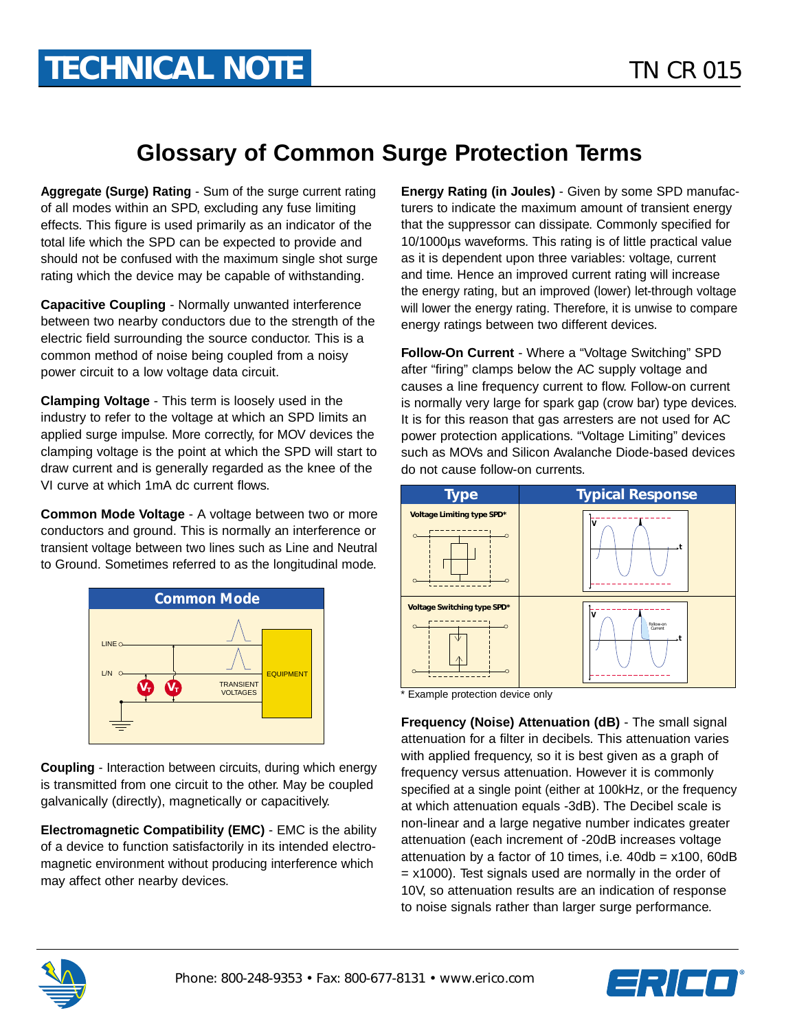# TECHNICAL NOTE

TN CR 015

## Glossary of Common Surge Protection Terms

**Aggregate (Surge) Rating** - Sum of the surge current rating of all modes within an SPD, excluding any fuse limiting effects. This figure is used primarily as an indicator of the total life which the SPD can be expected to provide and should not be confused with the maximum single shot surge rating which the device may be capable of withstanding.

**Capacitive Coupling** - Normally unwanted interference between two nearby conductors due to the strength of the electric field surrounding the source conductor. This is a common method of noise being coupled from a noisy power circuit to a low voltage data circuit.

**Clamping Voltage** - This term is loosely used in the industry to refer to the voltage at which an SPD limits an applied surge impulse. More correctly, for MOV devices the clamping voltage is the point at which the SPD will start to draw current and is generally regarded as the knee of the VI curve at which 1mA dc current flows.

**Common Mode Voltage** - A voltage between two or more conductors and ground. This is normally an interference or transient voltage between two lines such as Line and Neutral to Ground. Sometimes referred to as the longitudinal mode.

Common Mode

LINE
L/N
$V_T$
$V_T$
TRANSIENT VOLTAGES
EQUIPMENT

**Coupling** - Interaction between circuits, during which energy is transmitted from one circuit to the other. May be coupled galvanically (directly), magnetically or capacitively.

**Electromagnetic Compatibility (EMC)** - EMC is the ability of a device to function satisfactorily in its intended electromagnetic environment without producing interference which may affect other nearby devices.

**Energy Rating (in Joules)** - Given by some SPD manufacturers to indicate the maximum amount of transient energy that the suppressor can dissipate. Commonly specified for 10/1000µs waveforms. This rating is of little practical value as it is dependent upon three variables: voltage, current and time. Hence an improved current rating will increase the energy rating, but an improved (lower) let-through voltage will lower the energy rating. Therefore, it is unwise to compare energy ratings between two different devices.

**Follow-On Current** - Where a "Voltage Switching" SPD after "firing" clamps below the AC supply voltage and causes a line frequency current to flow. Follow-on current is normally very large for spark gap (crow bar) type devices. It is for this reason that gas arresters are not used for AC power protection applications. "Voltage Limiting" devices such as MOVs and Silicon Avalanche Diode-based devices do not cause follow-on currents.

| Type | Typical Response |
|---|---|
| Voltage Limiting type SPD* | V, t |
| Voltage Switching type SPD* | V, t, Follow-on Current |

* Example protection device only

**Frequency (Noise) Attenuation (dB)** - The small signal attenuation for a filter in decibels. This attenuation varies with applied frequency, so it is best given as a graph of frequency versus attenuation. However it is commonly specified at a single point (either at 100kHz, or the frequency at which attenuation equals -3dB). The Decibel scale is non-linear and a large negative number indicates greater attenuation (each increment of -20dB increases voltage attenuation by a factor of 10 times, i.e. 40db = x100, 60dB = x1000). Test signals used are normally in the order of 10V, so attenuation results are an indication of response to noise signals rather than larger surge performance.

Phone: 800-248-9353 • Fax: 800-677-8131 • www.erico.com

ERICO®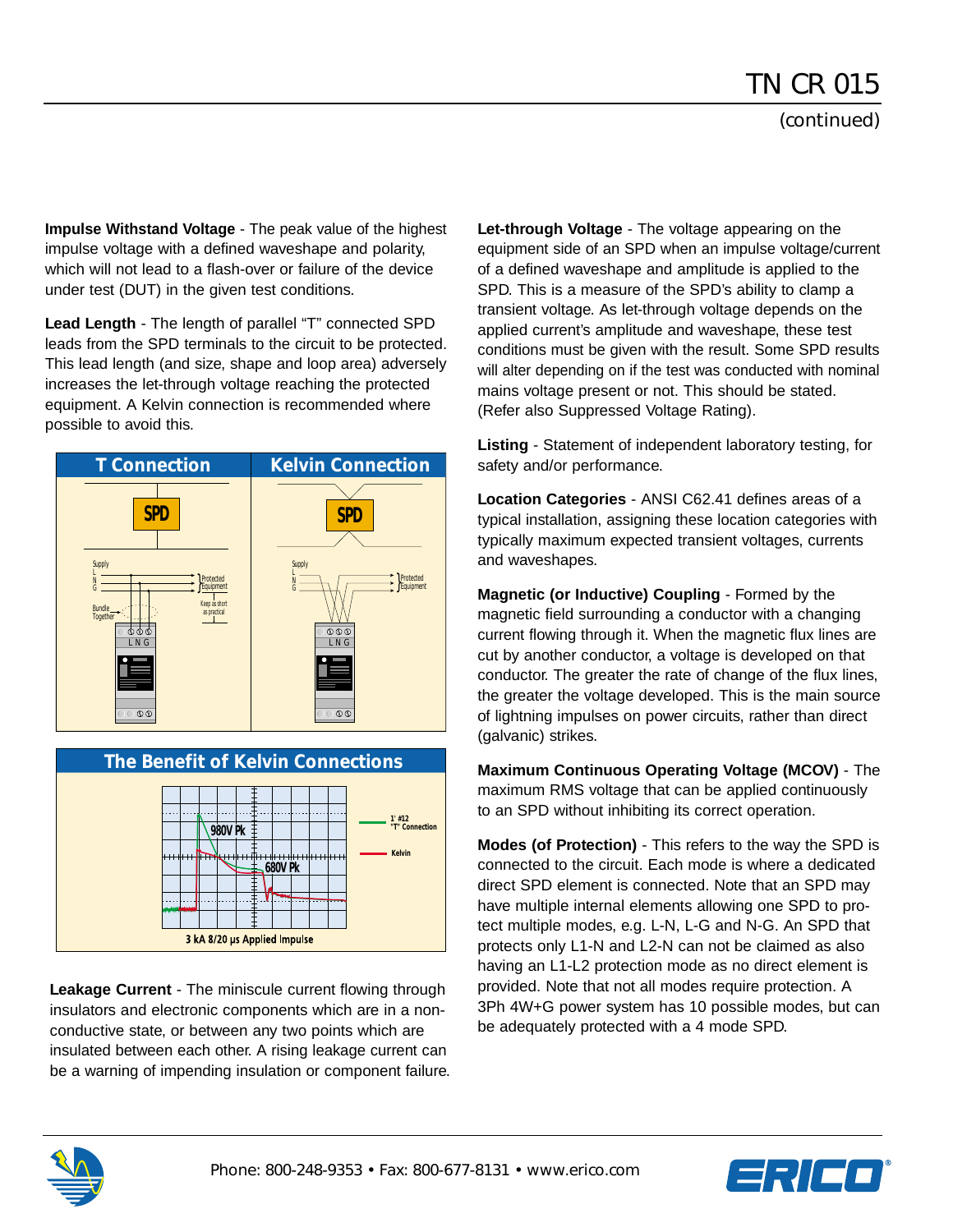**Impulse Withstand Voltage** - The peak value of the highest impulse voltage with a defined waveshape and polarity, which will not lead to a flash-over or failure of the device under test (DUT) in the given test conditions.

**Lead Length** - The length of parallel "T" connected SPD leads from the SPD terminals to the circuit to be protected. This lead length (and size, shape and loop area) adversely increases the let-through voltage reaching the protected equipment. A Kelvin connection is recommended where possible to avoid this.

T Connection

Kelvin Connection

SPD

Supply

L

N

G

Protected Equipment

Bundle Together

Keep as short as practical

L N G

The Benefit of Kelvin Connections

980V Pk

680V Pk

1' #12 "T" Connection

Kelvin

3 kA 8/20 µs Applied Impulse

**Leakage Current** - The miniscule current flowing through insulators and electronic components which are in a non-conductive state, or between any two points which are insulated between each other. A rising leakage current can be a warning of impending insulation or component failure.

**Let-through Voltage** - The voltage appearing on the equipment side of an SPD when an impulse voltage/current of a defined waveshape and amplitude is applied to the SPD. This is a measure of the SPD's ability to clamp a transient voltage. As let-through voltage depends on the applied current's amplitude and waveshape, these test conditions must be given with the result. Some SPD results will alter depending on if the test was conducted with nominal mains voltage present or not. This should be stated. (Refer also Suppressed Voltage Rating).

**Listing** - Statement of independent laboratory testing, for safety and/or performance.

**Location Categories** - ANSI C62.41 defines areas of a typical installation, assigning these location categories with typically maximum expected transient voltages, currents and waveshapes.

**Magnetic (or Inductive) Coupling** - Formed by the magnetic field surrounding a conductor with a changing current flowing through it. When the magnetic flux lines are cut by another conductor, a voltage is developed on that conductor. The greater the rate of change of the flux lines, the greater the voltage developed. This is the main source of lightning impulses on power circuits, rather than direct (galvanic) strikes.

**Maximum Continuous Operating Voltage (MCOV)** - The maximum RMS voltage that can be applied continuously to an SPD without inhibiting its correct operation.

**Modes (of Protection)** - This refers to the way the SPD is connected to the circuit. Each mode is where a dedicated direct SPD element is connected. Note that an SPD may have multiple internal elements allowing one SPD to protect multiple modes, e.g. L-N, L-G and N-G. An SPD that protects only L1-N and L2-N can not be claimed as also having an L1-L2 protection mode as no direct element is provided. Note that not all modes require protection. A 3Ph 4W+G power system has 10 possible modes, but can be adequately protected with a 4 mode SPD.

Phone: 800-248-9353 • Fax: 800-677-8131 • www.erico.com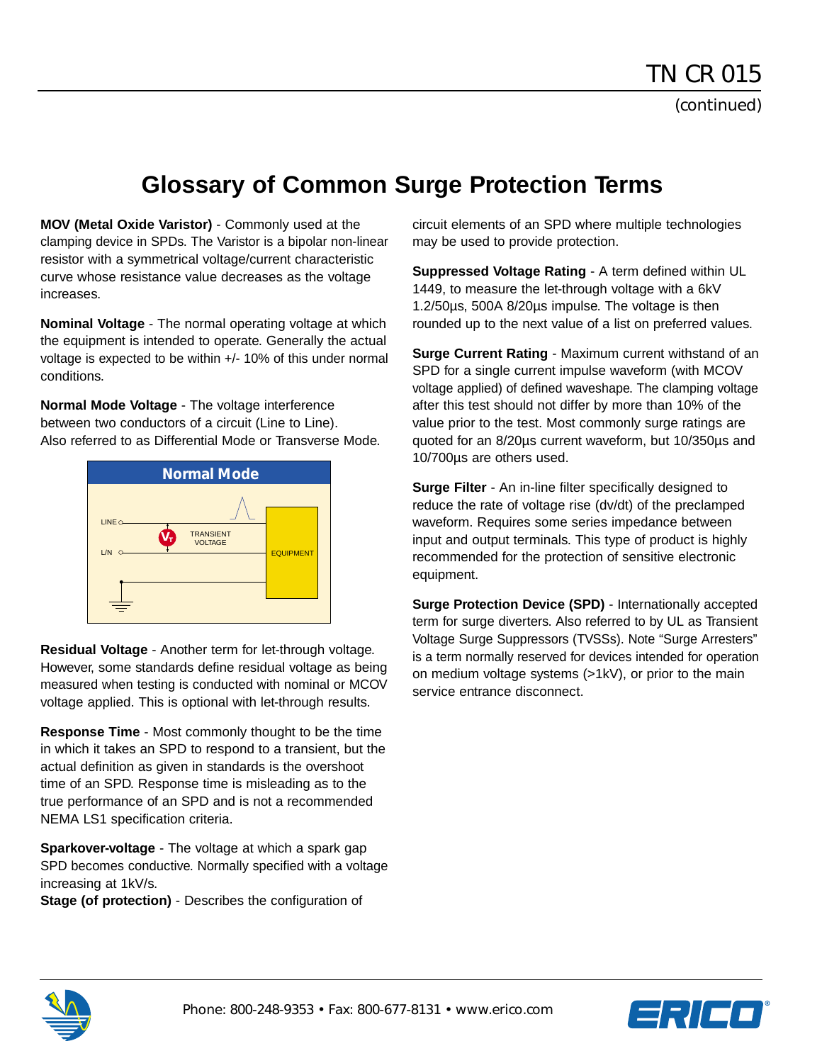# Glossary of Common Surge Protection Terms

**MOV (Metal Oxide Varistor)** - Commonly used at the clamping device in SPDs. The Varistor is a bipolar non-linear resistor with a symmetrical voltage/current characteristic curve whose resistance value decreases as the voltage increases.

**Nominal Voltage** - The normal operating voltage at which the equipment is intended to operate. Generally the actual voltage is expected to be within +/- 10% of this under normal conditions.

**Normal Mode Voltage** - The voltage interference between two conductors of a circuit (Line to Line). Also referred to as Differential Mode or Transverse Mode.

Normal Mode

LINE

L/N

$V_T$

TRANSIENT VOLTAGE

EQUIPMENT

**Residual Voltage** - Another term for let-through voltage. However, some standards define residual voltage as being measured when testing is conducted with nominal or MCOV voltage applied. This is optional with let-through results.

**Response Time** - Most commonly thought to be the time in which it takes an SPD to respond to a transient, but the actual definition as given in standards is the overshoot time of an SPD. Response time is misleading as to the true performance of an SPD and is not a recommended NEMA LS1 specification criteria.

**Sparkover-voltage** - The voltage at which a spark gap SPD becomes conductive. Normally specified with a voltage increasing at 1kV/s.

**Stage (of protection)** - Describes the configuration of circuit elements of an SPD where multiple technologies may be used to provide protection.

**Suppressed Voltage Rating** - A term defined within UL 1449, to measure the let-through voltage with a 6kV 1.2/50µs, 500A 8/20µs impulse. The voltage is then rounded up to the next value of a list on preferred values.

**Surge Current Rating** - Maximum current withstand of an SPD for a single current impulse waveform (with MCOV voltage applied) of defined waveshape. The clamping voltage after this test should not differ by more than 10% of the value prior to the test. Most commonly surge ratings are quoted for an 8/20µs current waveform, but 10/350µs and 10/700µs are others used.

**Surge Filter** - An in-line filter specifically designed to reduce the rate of voltage rise (dv/dt) of the preclamped waveform. Requires some series impedance between input and output terminals. This type of product is highly recommended for the protection of sensitive electronic equipment.

**Surge Protection Device (SPD)** - Internationally accepted term for surge diverters. Also referred to by UL as Transient Voltage Surge Suppressors (TVSSs). Note "Surge Arresters" is a term normally reserved for devices intended for operation on medium voltage systems (>1kV), or prior to the main service entrance disconnect.